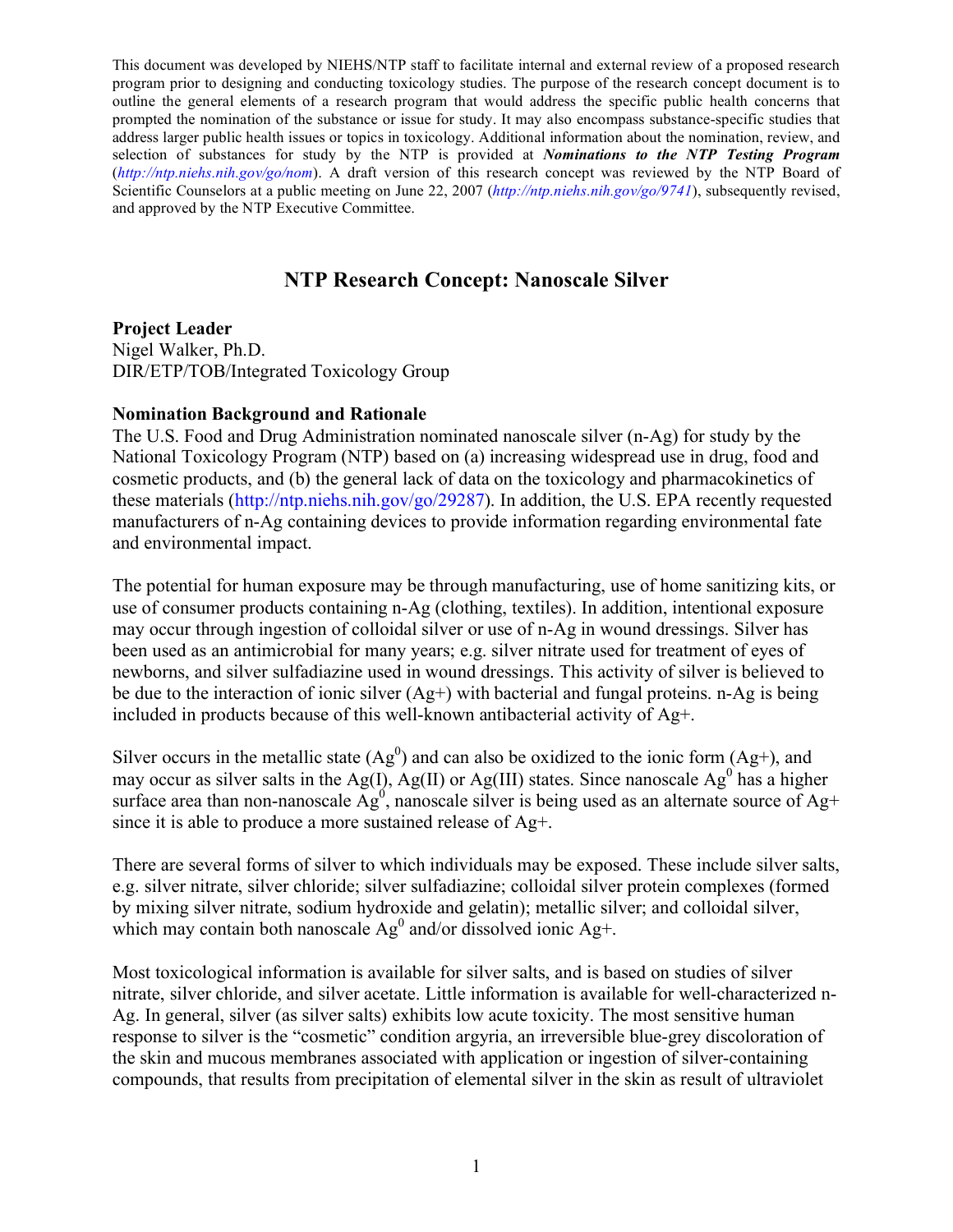This document was developed by NIEHS/NTP staff to facilitate internal and external review of a proposed research program prior to designing and conducting toxicology studies. The purpose of the research concept document is to outline the general elements of a research program that would address the specific public health concerns that prompted the nomination of the substance or issue for study. It may also encompass substance-specific studies that address larger public health issues or topics in toxicology. Additional information about the nomination, review, and selection of substances for study by the NTP is provided at ***Nominations to the NTP Testing Program*** (*http://ntp.niehs.nih.gov/go/nom*). A draft version of this research concept was reviewed by the NTP Board of Scientific Counselors at a public meeting on June 22, 2007 (*http://ntp.niehs.nih.gov/go/9741*), subsequently revised, and approved by the NTP Executive Committee.

# NTP Research Concept: Nanoscale Silver

**Project Leader**
Nigel Walker, Ph.D.
DIR/ETP/TOB/Integrated Toxicology Group

**Nomination Background and Rationale**

The U.S. Food and Drug Administration nominated nanoscale silver (n-Ag) for study by the National Toxicology Program (NTP) based on (a) increasing widespread use in drug, food and cosmetic products, and (b) the general lack of data on the toxicology and pharmacokinetics of these materials (http://ntp.niehs.nih.gov/go/29287). In addition, the U.S. EPA recently requested manufacturers of n-Ag containing devices to provide information regarding environmental fate and environmental impact.

The potential for human exposure may be through manufacturing, use of home sanitizing kits, or use of consumer products containing n-Ag (clothing, textiles). In addition, intentional exposure may occur through ingestion of colloidal silver or use of n-Ag in wound dressings. Silver has been used as an antimicrobial for many years; e.g. silver nitrate used for treatment of eyes of newborns, and silver sulfadiazine used in wound dressings. This activity of silver is believed to be due to the interaction of ionic silver ($Ag^+$) with bacterial and fungal proteins. n-Ag is being included in products because of this well-known antibacterial activity of $Ag^+$.

Silver occurs in the metallic state ($Ag^0$) and can also be oxidized to the ionic form ($Ag^+$), and may occur as silver salts in the Ag(I), Ag(II) or Ag(III) states. Since nanoscale $Ag^0$ has a higher surface area than non-nanoscale $Ag^0$, nanoscale silver is being used as an alternate source of $Ag^+$ since it is able to produce a more sustained release of $Ag^+$.

There are several forms of silver to which individuals may be exposed. These include silver salts, e.g. silver nitrate, silver chloride; silver sulfadiazine; colloidal silver protein complexes (formed by mixing silver nitrate, sodium hydroxide and gelatin); metallic silver; and colloidal silver, which may contain both nanoscale $Ag^0$ and/or dissolved ionic $Ag^+$.

Most toxicological information is available for silver salts, and is based on studies of silver nitrate, silver chloride, and silver acetate. Little information is available for well-characterized n-Ag. In general, silver (as silver salts) exhibits low acute toxicity. The most sensitive human response to silver is the "cosmetic" condition argyria, an irreversible blue-grey discoloration of the skin and mucous membranes associated with application or ingestion of silver-containing compounds, that results from precipitation of elemental silver in the skin as result of ultraviolet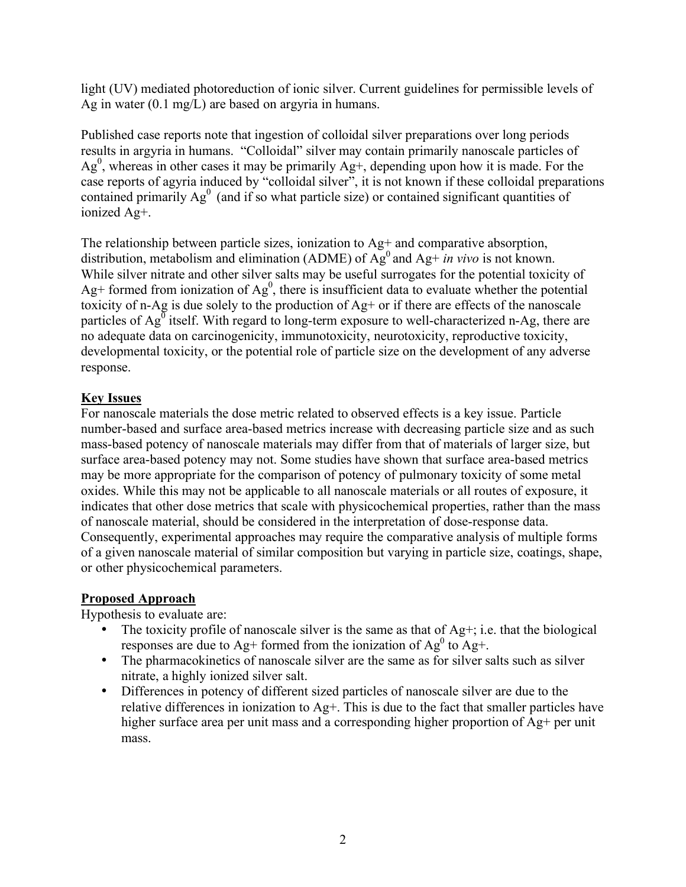light (UV) mediated photoreduction of ionic silver. Current guidelines for permissible levels of Ag in water (0.1 mg/L) are based on argyria in humans.

Published case reports note that ingestion of colloidal silver preparations over long periods results in argyria in humans. "Colloidal" silver may contain primarily nanoscale particles of $Ag^0$, whereas in other cases it may be primarily $Ag^+$, depending upon how it is made. For the case reports of agyria induced by "colloidal silver", it is not known if these colloidal preparations contained primarily $Ag^0$ (and if so what particle size) or contained significant quantities of ionized $Ag^+$.

The relationship between particle sizes, ionization to $Ag^+$ and comparative absorption, distribution, metabolism and elimination (ADME) of $Ag^0$ and $Ag^+$ *in vivo* is not known. While silver nitrate and other silver salts may be useful surrogates for the potential toxicity of $Ag^+$ formed from ionization of $Ag^0$, there is insufficient data to evaluate whether the potential toxicity of n-Ag is due solely to the production of $Ag^+$ or if there are effects of the nanoscale particles of $Ag^0$ itself. With regard to long-term exposure to well-characterized n-Ag, there are no adequate data on carcinogenicity, immunotoxicity, neurotoxicity, reproductive toxicity, developmental toxicity, or the potential role of particle size on the development of any adverse response.

## Key Issues

For nanoscale materials the dose metric related to observed effects is a key issue. Particle number-based and surface area-based metrics increase with decreasing particle size and as such mass-based potency of nanoscale materials may differ from that of materials of larger size, but surface area-based potency may not. Some studies have shown that surface area-based metrics may be more appropriate for the comparison of potency of pulmonary toxicity of some metal oxides. While this may not be applicable to all nanoscale materials or all routes of exposure, it indicates that other dose metrics that scale with physicochemical properties, rather than the mass of nanoscale material, should be considered in the interpretation of dose-response data. Consequently, experimental approaches may require the comparative analysis of multiple forms of a given nanoscale material of similar composition but varying in particle size, coatings, shape, or other physicochemical parameters.

## Proposed Approach

Hypothesis to evaluate are:

- The toxicity profile of nanoscale silver is the same as that of $Ag^+$; i.e. that the biological responses are due to $Ag^+$ formed from the ionization of $Ag^0$ to $Ag^+$.
- The pharmacokinetics of nanoscale silver are the same as for silver salts such as silver nitrate, a highly ionized silver salt.
- Differences in potency of different sized particles of nanoscale silver are due to the relative differences in ionization to $Ag^+$. This is due to the fact that smaller particles have higher surface area per unit mass and a corresponding higher proportion of $Ag^+$ per unit mass.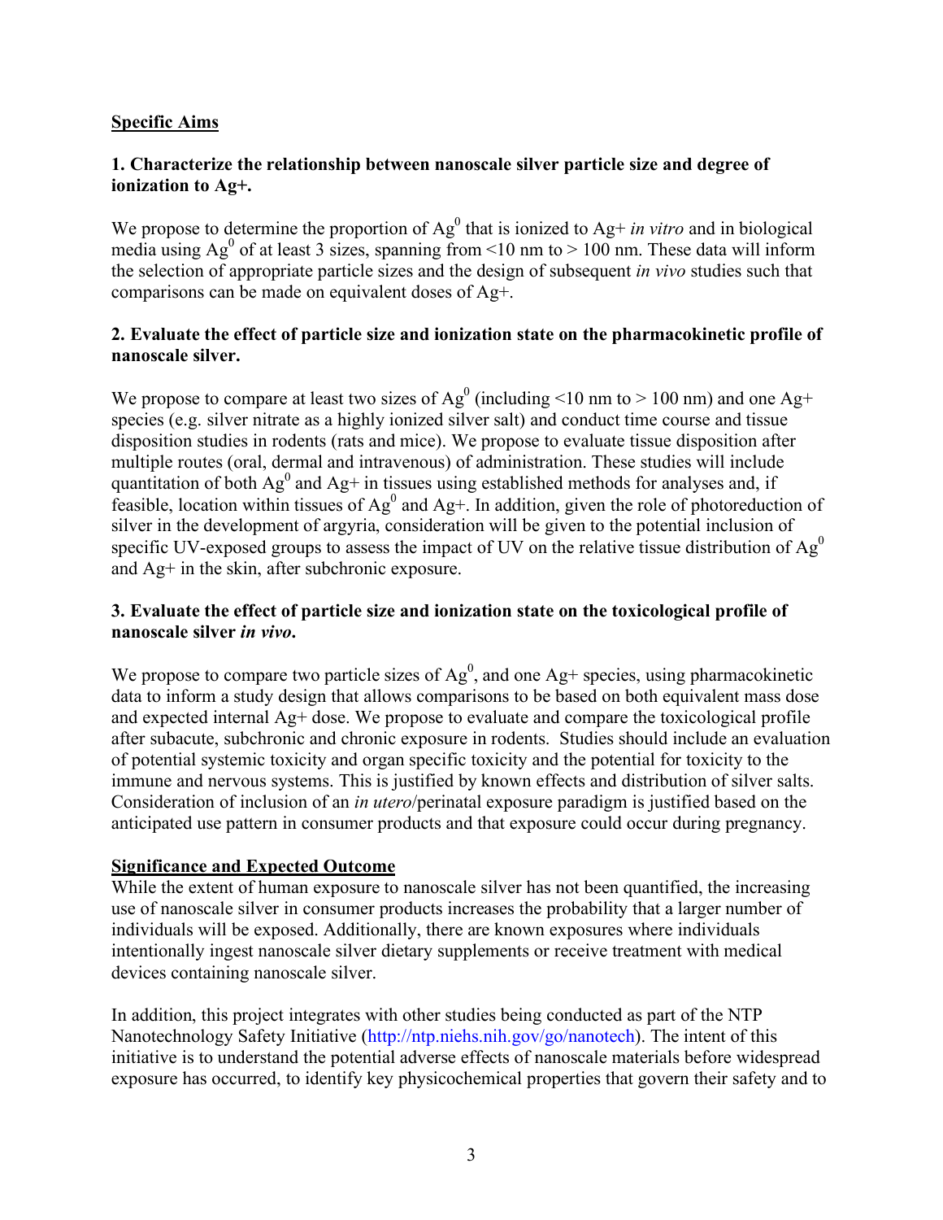## Specific Aims

### 1. Characterize the relationship between nanoscale silver particle size and degree of ionization to Ag+.

We propose to determine the proportion of $Ag^0$ that is ionized to Ag+ *in vitro* and in biological media using $Ag^0$ of at least 3 sizes, spanning from <10 nm to > 100 nm. These data will inform the selection of appropriate particle sizes and the design of subsequent *in vivo* studies such that comparisons can be made on equivalent doses of Ag+.

### 2. Evaluate the effect of particle size and ionization state on the pharmacokinetic profile of nanoscale silver.

We propose to compare at least two sizes of $Ag^0$ (including <10 nm to > 100 nm) and one Ag+ species (e.g. silver nitrate as a highly ionized silver salt) and conduct time course and tissue disposition studies in rodents (rats and mice). We propose to evaluate tissue disposition after multiple routes (oral, dermal and intravenous) of administration. These studies will include quantitation of both $Ag^0$ and Ag+ in tissues using established methods for analyses and, if feasible, location within tissues of $Ag^0$ and Ag+. In addition, given the role of photoreduction of silver in the development of argyria, consideration will be given to the potential inclusion of specific UV-exposed groups to assess the impact of UV on the relative tissue distribution of $Ag^0$ and Ag+ in the skin, after subchronic exposure.

### 3. Evaluate the effect of particle size and ionization state on the toxicological profile of nanoscale silver *in vivo*.

We propose to compare two particle sizes of $Ag^0$, and one Ag+ species, using pharmacokinetic data to inform a study design that allows comparisons to be based on both equivalent mass dose and expected internal Ag+ dose. We propose to evaluate and compare the toxicological profile after subacute, subchronic and chronic exposure in rodents. Studies should include an evaluation of potential systemic toxicity and organ specific toxicity and the potential for toxicity to the immune and nervous systems. This is justified by known effects and distribution of silver salts. Consideration of inclusion of an *in utero*/perinatal exposure paradigm is justified based on the anticipated use pattern in consumer products and that exposure could occur during pregnancy.

## Significance and Expected Outcome

While the extent of human exposure to nanoscale silver has not been quantified, the increasing use of nanoscale silver in consumer products increases the probability that a larger number of individuals will be exposed. Additionally, there are known exposures where individuals intentionally ingest nanoscale silver dietary supplements or receive treatment with medical devices containing nanoscale silver.

In addition, this project integrates with other studies being conducted as part of the NTP Nanotechnology Safety Initiative (http://ntp.niehs.nih.gov/go/nanotech). The intent of this initiative is to understand the potential adverse effects of nanoscale materials before widespread exposure has occurred, to identify key physicochemical properties that govern their safety and to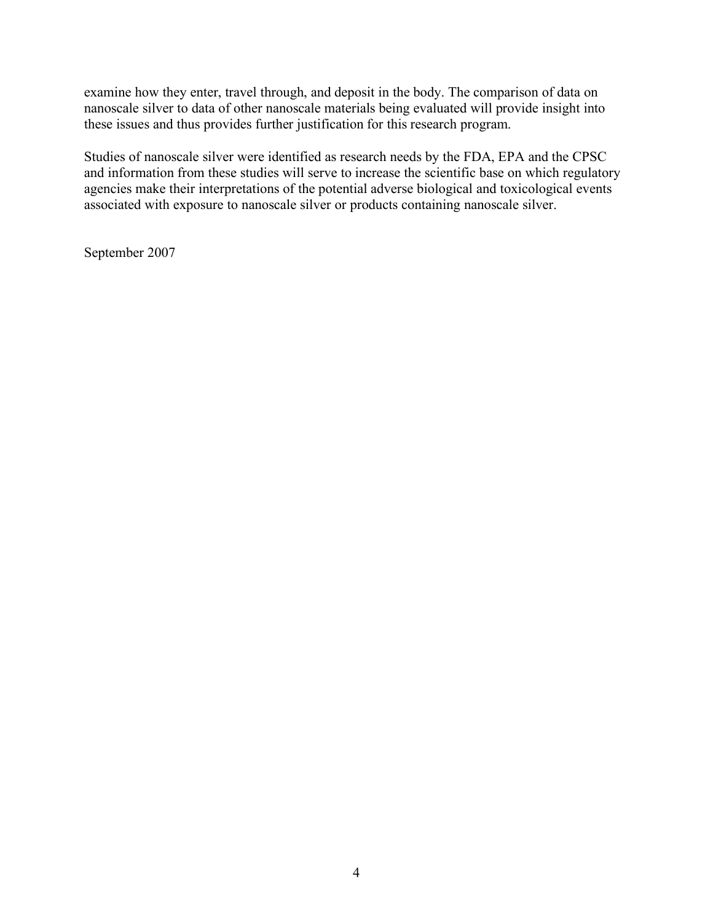examine how they enter, travel through, and deposit in the body. The comparison of data on nanoscale silver to data of other nanoscale materials being evaluated will provide insight into these issues and thus provides further justification for this research program.

Studies of nanoscale silver were identified as research needs by the FDA, EPA and the CPSC and information from these studies will serve to increase the scientific base on which regulatory agencies make their interpretations of the potential adverse biological and toxicological events associated with exposure to nanoscale silver or products containing nanoscale silver.

September 2007